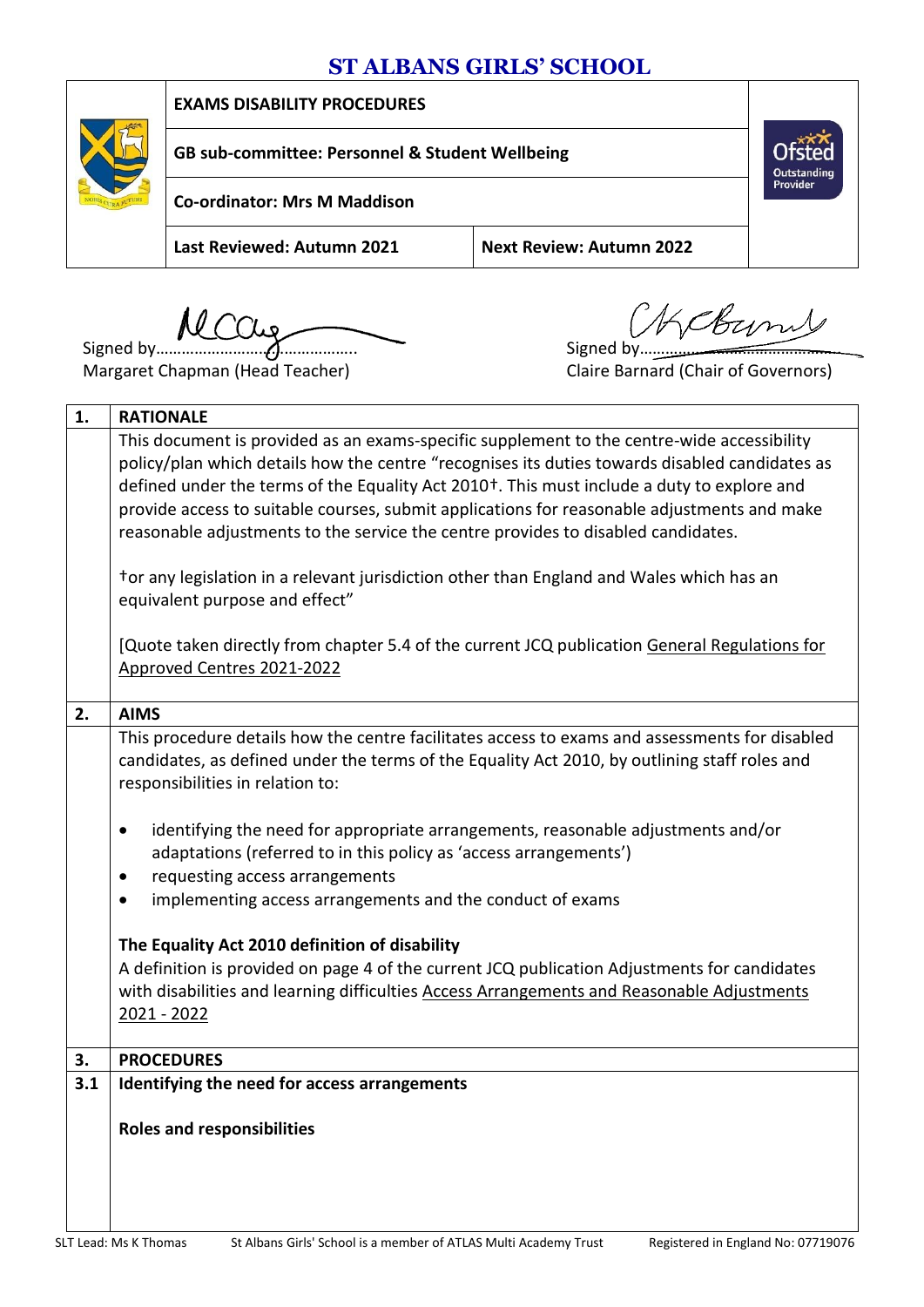# ST ALBANS GIRLS' SCHOOL

| EXAMS DISABILITY PROCEDURES | |
|---|---|
| GB sub-committee: Personnel & Student Wellbeing | |
| Co-ordinator: Mrs M Maddison | |
| Last Reviewed: Autumn 2021 | Next Review: Autumn 2022 |

Signed by……………………………………..
Margaret Chapman (Head Teacher)

Signed by……………………………………..
Claire Barnard (Chair of Governors)

## 1. RATIONALE

This document is provided as an exams-specific supplement to the centre-wide accessibility policy/plan which details how the centre "recognises its duties towards disabled candidates as defined under the terms of the Equality Act 2010†. This must include a duty to explore and provide access to suitable courses, submit applications for reasonable adjustments and make reasonable adjustments to the service the centre provides to disabled candidates.

†or any legislation in a relevant jurisdiction other than England and Wales which has an equivalent purpose and effect"

[Quote taken directly from chapter 5.4 of the current JCQ publication General Regulations for Approved Centres 2021-2022

## 2. AIMS

This procedure details how the centre facilitates access to exams and assessments for disabled candidates, as defined under the terms of the Equality Act 2010, by outlining staff roles and responsibilities in relation to:

- identifying the need for appropriate arrangements, reasonable adjustments and/or adaptations (referred to in this policy as 'access arrangements')
- requesting access arrangements
- implementing access arrangements and the conduct of exams

**The Equality Act 2010 definition of disability**

A definition is provided on page 4 of the current JCQ publication Adjustments for candidates with disabilities and learning difficulties Access Arrangements and Reasonable Adjustments 2021 - 2022

## 3. PROCEDURES

### 3.1 Identifying the need for access arrangements

**Roles and responsibilities**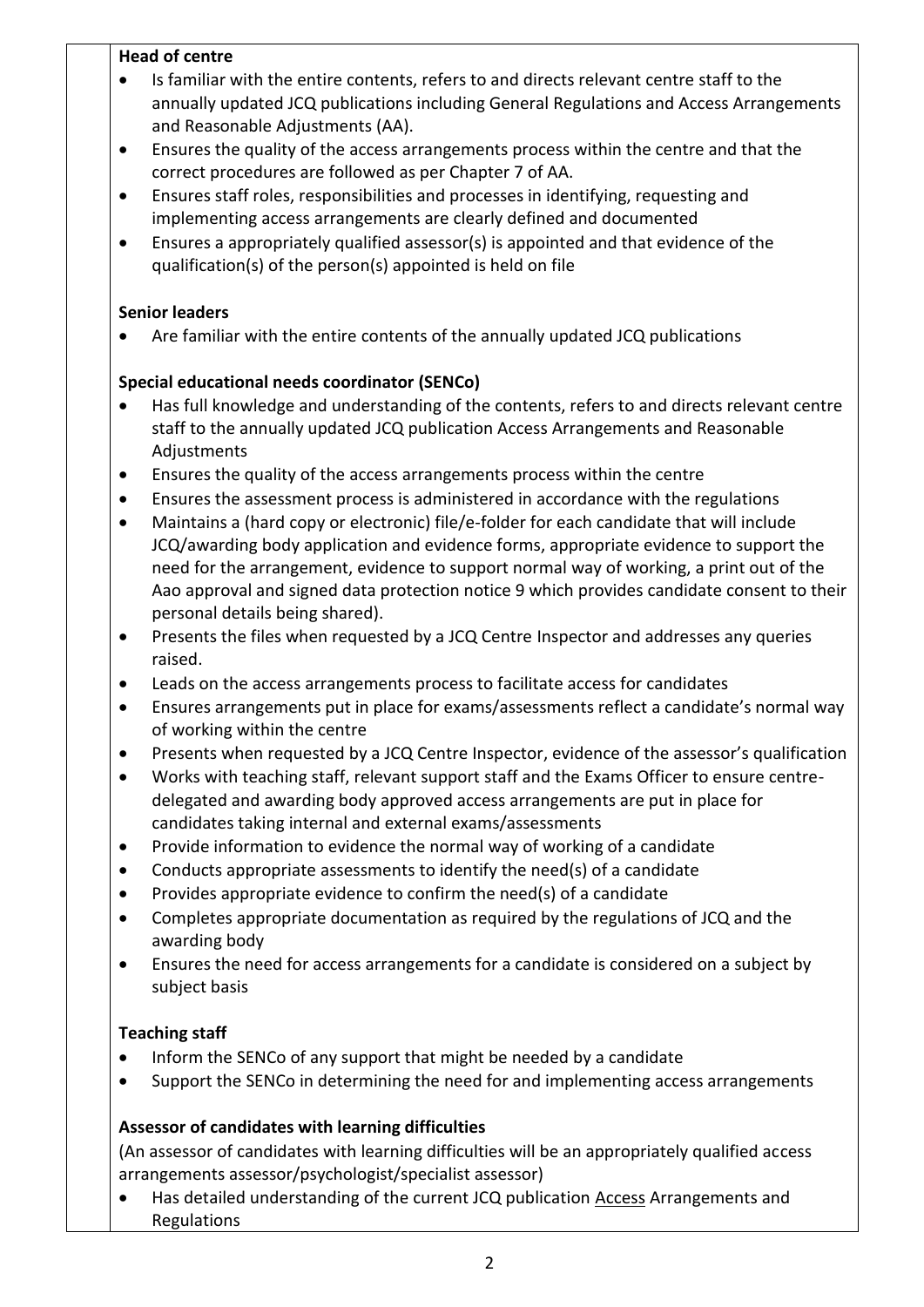**Head of centre**

- Is familiar with the entire contents, refers to and directs relevant centre staff to the annually updated JCQ publications including General Regulations and Access Arrangements and Reasonable Adjustments (AA).
- Ensures the quality of the access arrangements process within the centre and that the correct procedures are followed as per Chapter 7 of AA.
- Ensures staff roles, responsibilities and processes in identifying, requesting and implementing access arrangements are clearly defined and documented
- Ensures a appropriately qualified assessor(s) is appointed and that evidence of the qualification(s) of the person(s) appointed is held on file

**Senior leaders**

- Are familiar with the entire contents of the annually updated JCQ publications

**Special educational needs coordinator (SENCo)**

- Has full knowledge and understanding of the contents, refers to and directs relevant centre staff to the annually updated JCQ publication Access Arrangements and Reasonable Adjustments
- Ensures the quality of the access arrangements process within the centre
- Ensures the assessment process is administered in accordance with the regulations
- Maintains a (hard copy or electronic) file/e-folder for each candidate that will include JCQ/awarding body application and evidence forms, appropriate evidence to support the need for the arrangement, evidence to support normal way of working, a print out of the Aao approval and signed data protection notice 9 which provides candidate consent to their personal details being shared).
- Presents the files when requested by a JCQ Centre Inspector and addresses any queries raised.
- Leads on the access arrangements process to facilitate access for candidates
- Ensures arrangements put in place for exams/assessments reflect a candidate's normal way of working within the centre
- Presents when requested by a JCQ Centre Inspector, evidence of the assessor's qualification
- Works with teaching staff, relevant support staff and the Exams Officer to ensure centre-delegated and awarding body approved access arrangements are put in place for candidates taking internal and external exams/assessments
- Provide information to evidence the normal way of working of a candidate
- Conducts appropriate assessments to identify the need(s) of a candidate
- Provides appropriate evidence to confirm the need(s) of a candidate
- Completes appropriate documentation as required by the regulations of JCQ and the awarding body
- Ensures the need for access arrangements for a candidate is considered on a subject by subject basis

**Teaching staff**

- Inform the SENCo of any support that might be needed by a candidate
- Support the SENCo in determining the need for and implementing access arrangements

**Assessor of candidates with learning difficulties**

(An assessor of candidates with learning difficulties will be an appropriately qualified access arrangements assessor/psychologist/specialist assessor)

- Has detailed understanding of the current JCQ publication Access Arrangements and Regulations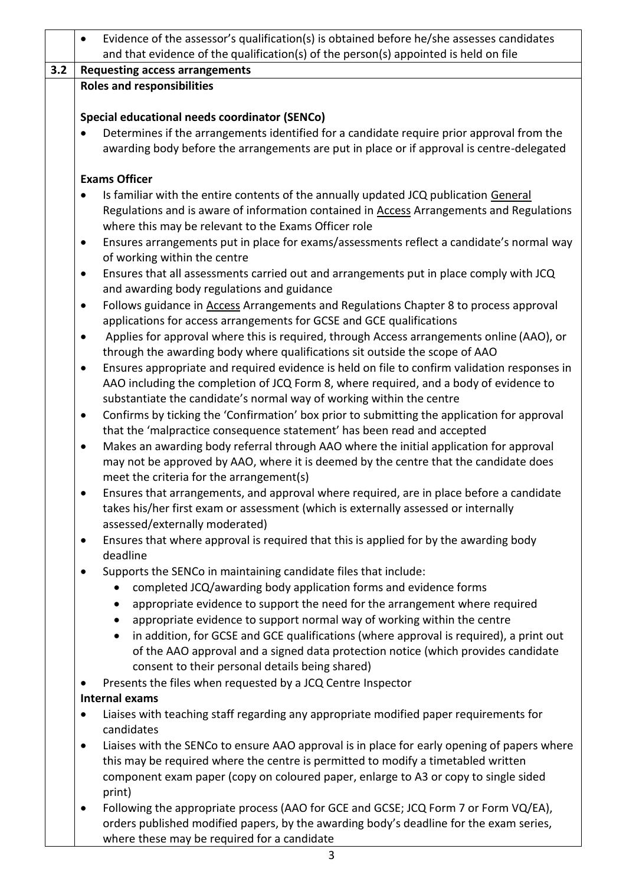- Evidence of the assessor's qualification(s) is obtained before he/she assesses candidates and that evidence of the qualification(s) of the person(s) appointed is held on file

## 3.2 Requesting access arrangements

**Roles and responsibilities**

**Special educational needs coordinator (SENCo)**

- Determines if the arrangements identified for a candidate require prior approval from the awarding body before the arrangements are put in place or if approval is centre-delegated

**Exams Officer**

- Is familiar with the entire contents of the annually updated JCQ publication General Regulations and is aware of information contained in Access Arrangements and Regulations where this may be relevant to the Exams Officer role
- Ensures arrangements put in place for exams/assessments reflect a candidate's normal way of working within the centre
- Ensures that all assessments carried out and arrangements put in place comply with JCQ and awarding body regulations and guidance
- Follows guidance in Access Arrangements and Regulations Chapter 8 to process approval applications for access arrangements for GCSE and GCE qualifications
- Applies for approval where this is required, through Access arrangements online (AAO), or through the awarding body where qualifications sit outside the scope of AAO
- Ensures appropriate and required evidence is held on file to confirm validation responses in AAO including the completion of JCQ Form 8, where required, and a body of evidence to substantiate the candidate's normal way of working within the centre
- Confirms by ticking the 'Confirmation' box prior to submitting the application for approval that the 'malpractice consequence statement' has been read and accepted
- Makes an awarding body referral through AAO where the initial application for approval may not be approved by AAO, where it is deemed by the centre that the candidate does meet the criteria for the arrangement(s)
- Ensures that arrangements, and approval where required, are in place before a candidate takes his/her first exam or assessment (which is externally assessed or internally assessed/externally moderated)
- Ensures that where approval is required that this is applied for by the awarding body deadline
- Supports the SENCo in maintaining candidate files that include:
  - completed JCQ/awarding body application forms and evidence forms
  - appropriate evidence to support the need for the arrangement where required
  - appropriate evidence to support normal way of working within the centre
  - in addition, for GCSE and GCE qualifications (where approval is required), a print out of the AAO approval and a signed data protection notice (which provides candidate consent to their personal details being shared)
- Presents the files when requested by a JCQ Centre Inspector

**Internal exams**

- Liaises with teaching staff regarding any appropriate modified paper requirements for candidates
- Liaises with the SENCo to ensure AAO approval is in place for early opening of papers where this may be required where the centre is permitted to modify a timetabled written component exam paper (copy on coloured paper, enlarge to A3 or copy to single sided print)
- Following the appropriate process (AAO for GCE and GCSE; JCQ Form 7 or Form VQ/EA), orders published modified papers, by the awarding body's deadline for the exam series, where these may be required for a candidate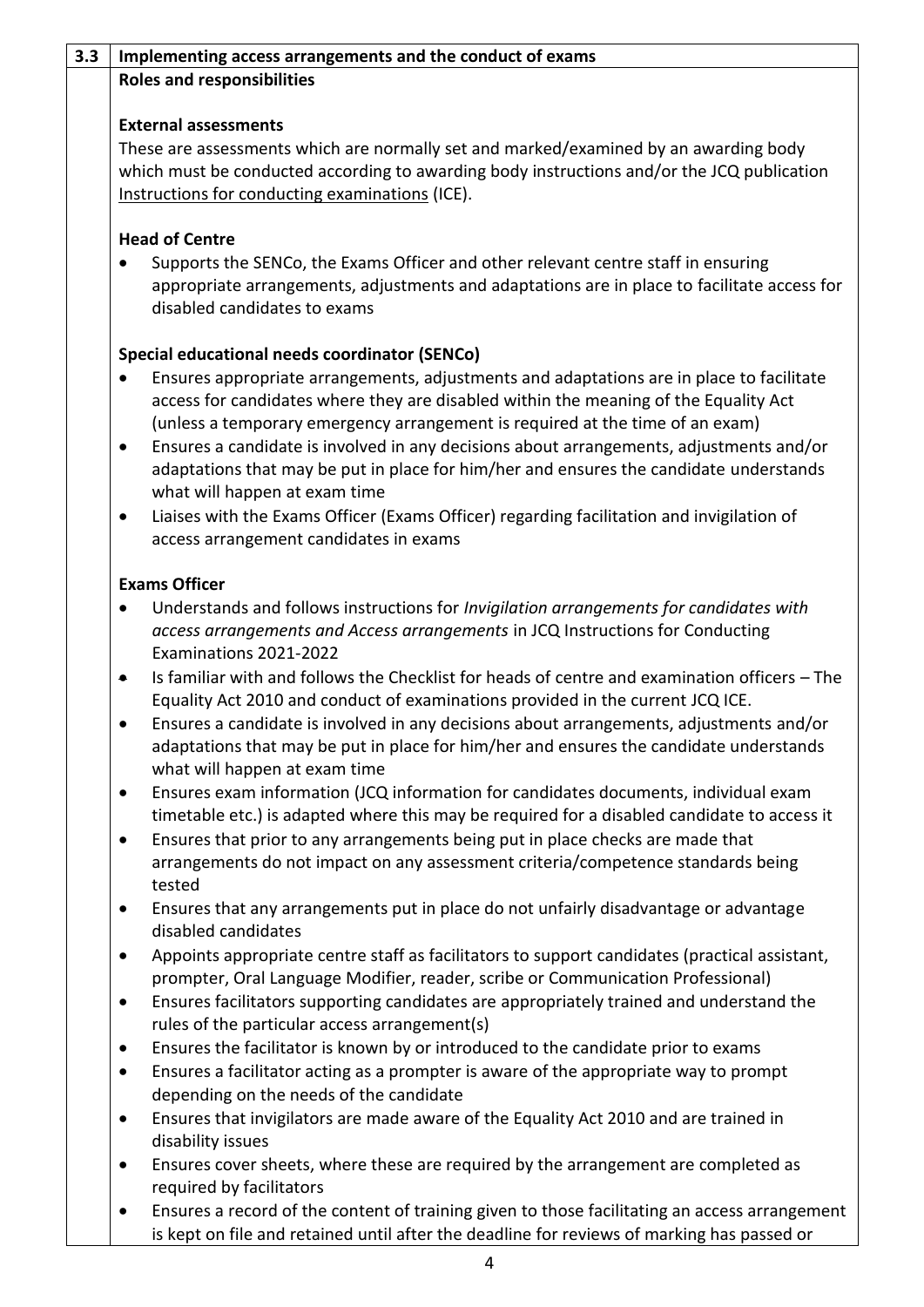## 3.3 Implementing access arrangements and the conduct of exams

**Roles and responsibilities**

**External assessments**

These are assessments which are normally set and marked/examined by an awarding body which must be conducted according to awarding body instructions and/or the JCQ publication Instructions for conducting examinations (ICE).

**Head of Centre**

- Supports the SENCo, the Exams Officer and other relevant centre staff in ensuring appropriate arrangements, adjustments and adaptations are in place to facilitate access for disabled candidates to exams

**Special educational needs coordinator (SENCo)**

- Ensures appropriate arrangements, adjustments and adaptations are in place to facilitate access for candidates where they are disabled within the meaning of the Equality Act (unless a temporary emergency arrangement is required at the time of an exam)
- Ensures a candidate is involved in any decisions about arrangements, adjustments and/or adaptations that may be put in place for him/her and ensures the candidate understands what will happen at exam time
- Liaises with the Exams Officer (Exams Officer) regarding facilitation and invigilation of access arrangement candidates in exams

**Exams Officer**

- Understands and follows instructions for *Invigilation arrangements for candidates with access arrangements and Access arrangements* in JCQ Instructions for Conducting Examinations 2021-2022
- Is familiar with and follows the Checklist for heads of centre and examination officers – The Equality Act 2010 and conduct of examinations provided in the current JCQ ICE.
- Ensures a candidate is involved in any decisions about arrangements, adjustments and/or adaptations that may be put in place for him/her and ensures the candidate understands what will happen at exam time
- Ensures exam information (JCQ information for candidates documents, individual exam timetable etc.) is adapted where this may be required for a disabled candidate to access it
- Ensures that prior to any arrangements being put in place checks are made that arrangements do not impact on any assessment criteria/competence standards being tested
- Ensures that any arrangements put in place do not unfairly disadvantage or advantage disabled candidates
- Appoints appropriate centre staff as facilitators to support candidates (practical assistant, prompter, Oral Language Modifier, reader, scribe or Communication Professional)
- Ensures facilitators supporting candidates are appropriately trained and understand the rules of the particular access arrangement(s)
- Ensures the facilitator is known by or introduced to the candidate prior to exams
- Ensures a facilitator acting as a prompter is aware of the appropriate way to prompt depending on the needs of the candidate
- Ensures that invigilators are made aware of the Equality Act 2010 and are trained in disability issues
- Ensures cover sheets, where these are required by the arrangement are completed as required by facilitators
- Ensures a record of the content of training given to those facilitating an access arrangement is kept on file and retained until after the deadline for reviews of marking has passed or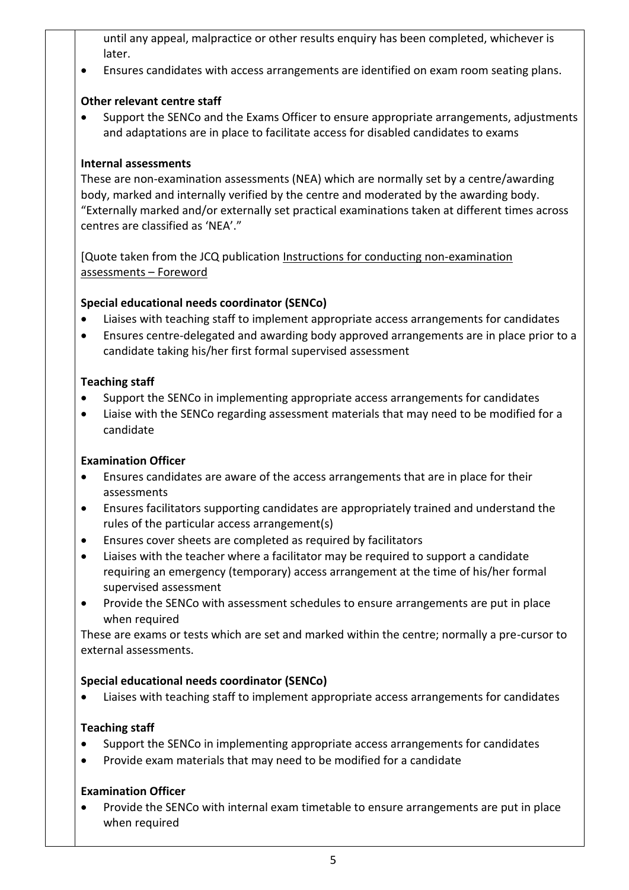until any appeal, malpractice or other results enquiry has been completed, whichever is later.

- Ensures candidates with access arrangements are identified on exam room seating plans.

**Other relevant centre staff**

- Support the SENCo and the Exams Officer to ensure appropriate arrangements, adjustments and adaptations are in place to facilitate access for disabled candidates to exams

**Internal assessments**

These are non-examination assessments (NEA) which are normally set by a centre/awarding body, marked and internally verified by the centre and moderated by the awarding body. "Externally marked and/or externally set practical examinations taken at different times across centres are classified as 'NEA'."

[Quote taken from the JCQ publication Instructions for conducting non-examination assessments – Foreword

**Special educational needs coordinator (SENCo)**

- Liaises with teaching staff to implement appropriate access arrangements for candidates
- Ensures centre-delegated and awarding body approved arrangements are in place prior to a candidate taking his/her first formal supervised assessment

**Teaching staff**

- Support the SENCo in implementing appropriate access arrangements for candidates
- Liaise with the SENCo regarding assessment materials that may need to be modified for a candidate

**Examination Officer**

- Ensures candidates are aware of the access arrangements that are in place for their assessments
- Ensures facilitators supporting candidates are appropriately trained and understand the rules of the particular access arrangement(s)
- Ensures cover sheets are completed as required by facilitators
- Liaises with the teacher where a facilitator may be required to support a candidate requiring an emergency (temporary) access arrangement at the time of his/her formal supervised assessment
- Provide the SENCo with assessment schedules to ensure arrangements are put in place when required

These are exams or tests which are set and marked within the centre; normally a pre-cursor to external assessments.

**Special educational needs coordinator (SENCo)**

- Liaises with teaching staff to implement appropriate access arrangements for candidates

**Teaching staff**

- Support the SENCo in implementing appropriate access arrangements for candidates
- Provide exam materials that may need to be modified for a candidate

**Examination Officer**

- Provide the SENCo with internal exam timetable to ensure arrangements are put in place when required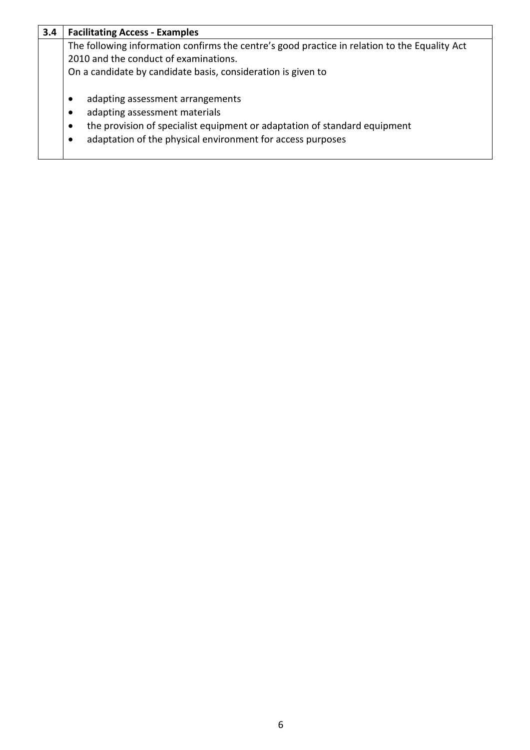| 3.4 | **Facilitating Access - Examples** |
| --- | --- |
| | The following information confirms the centre's good practice in relation to the Equality Act 2010 and the conduct of examinations.<br>On a candidate by candidate basis, consideration is given to<br><br>• adapting assessment arrangements<br>• adapting assessment materials<br>• the provision of specialist equipment or adaptation of standard equipment<br>• adaptation of the physical environment for access purposes |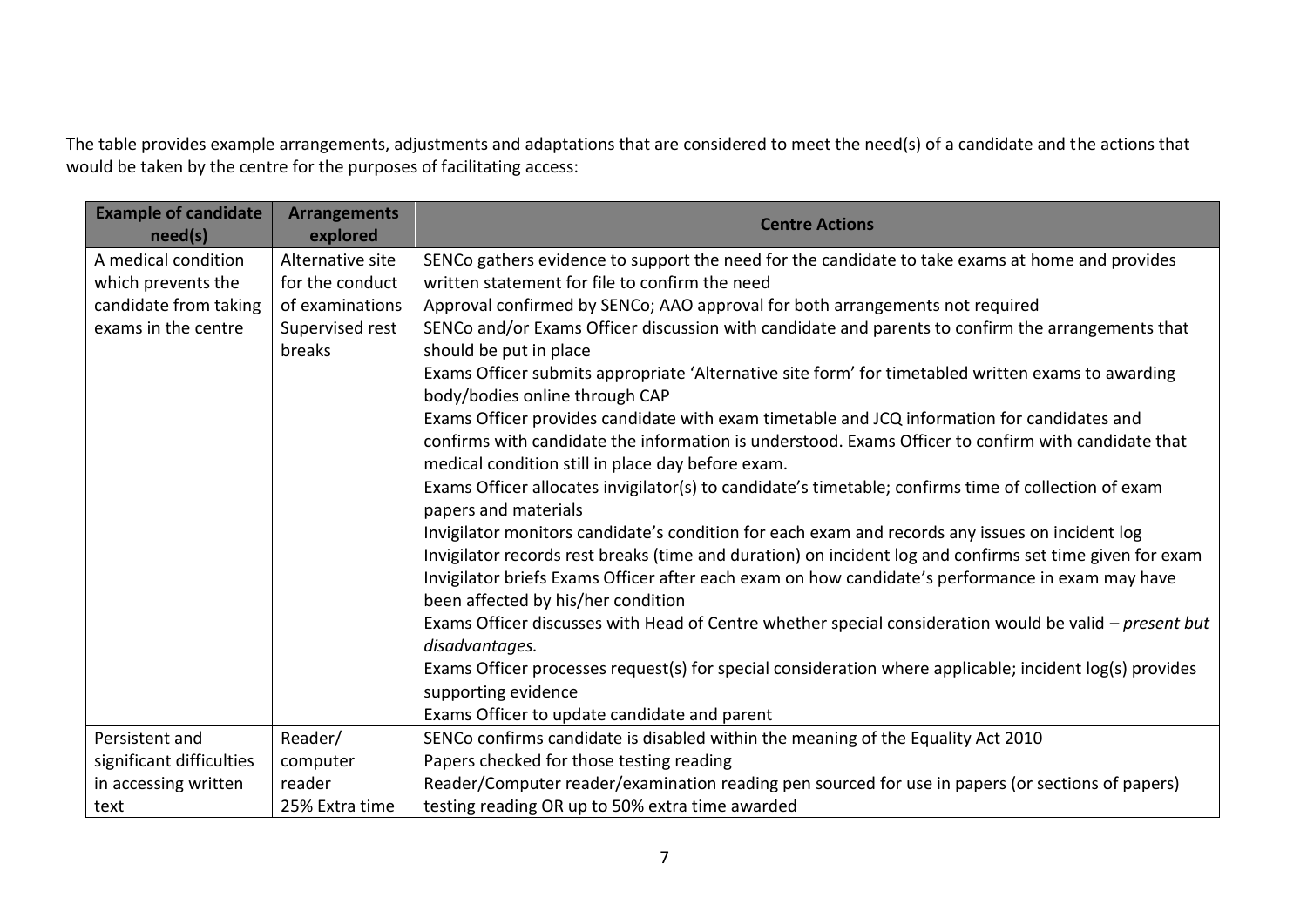The table provides example arrangements, adjustments and adaptations that are considered to meet the need(s) of a candidate and the actions that would be taken by the centre for the purposes of facilitating access:

| Example of candidate need(s) | Arrangements explored | Centre Actions |
|---|---|---|
| A medical condition which prevents the candidate from taking exams in the centre | Alternative site for the conduct of examinations<br>Supervised rest breaks | SENCo gathers evidence to support the need for the candidate to take exams at home and provides written statement for file to confirm the need<br>Approval confirmed by SENCo; AAO approval for both arrangements not required<br>SENCo and/or Exams Officer discussion with candidate and parents to confirm the arrangements that should be put in place<br>Exams Officer submits appropriate 'Alternative site form' for timetabled written exams to awarding body/bodies online through CAP<br>Exams Officer provides candidate with exam timetable and JCQ information for candidates and confirms with candidate the information is understood. Exams Officer to confirm with candidate that medical condition still in place day before exam.<br>Exams Officer allocates invigilator(s) to candidate's timetable; confirms time of collection of exam papers and materials<br>Invigilator monitors candidate's condition for each exam and records any issues on incident log<br>Invigilator records rest breaks (time and duration) on incident log and confirms set time given for exam<br>Invigilator briefs Exams Officer after each exam on how candidate's performance in exam may have been affected by his/her condition<br>Exams Officer discusses with Head of Centre whether special consideration would be valid – *present but disadvantages.*<br>Exams Officer processes request(s) for special consideration where applicable; incident log(s) provides supporting evidence<br>Exams Officer to update candidate and parent |
| Persistent and significant difficulties in accessing written text | Reader/ computer reader<br>25% Extra time | SENCo confirms candidate is disabled within the meaning of the Equality Act 2010<br>Papers checked for those testing reading<br>Reader/Computer reader/examination reading pen sourced for use in papers (or sections of papers) testing reading OR up to 50% extra time awarded |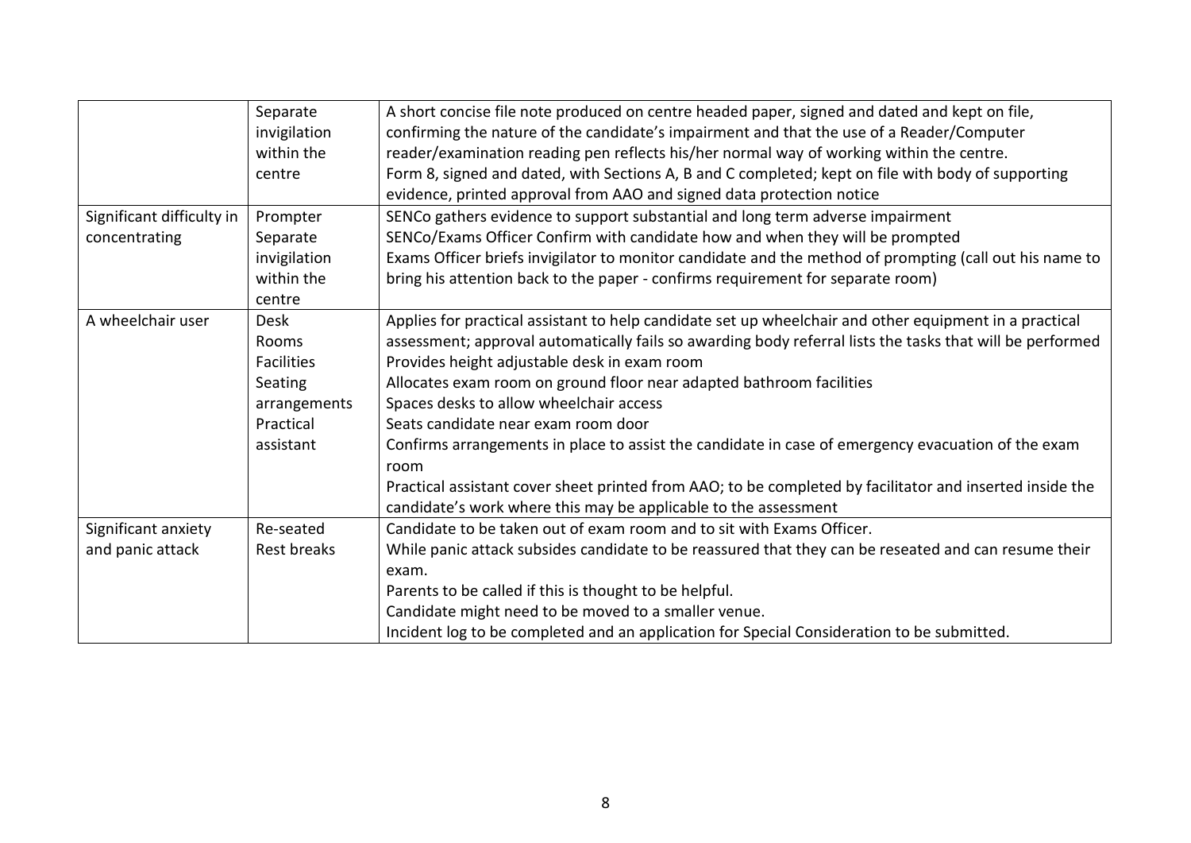| | | |
|---|---|---|
| | Separate invigilation within the centre | A short concise file note produced on centre headed paper, signed and dated and kept on file, confirming the nature of the candidate's impairment and that the use of a Reader/Computer reader/examination reading pen reflects his/her normal way of working within the centre.<br>Form 8, signed and dated, with Sections A, B and C completed; kept on file with body of supporting evidence, printed approval from AAO and signed data protection notice |
| Significant difficulty in concentrating | Prompter<br>Separate invigilation within the centre | SENCo gathers evidence to support substantial and long term adverse impairment<br>SENCo/Exams Officer Confirm with candidate how and when they will be prompted<br>Exams Officer briefs invigilator to monitor candidate and the method of prompting (call out his name to bring his attention back to the paper - confirms requirement for separate room) |
| A wheelchair user | Desk<br>Rooms<br>Facilities<br>Seating arrangements<br>Practical assistant | Applies for practical assistant to help candidate set up wheelchair and other equipment in a practical assessment; approval automatically fails so awarding body referral lists the tasks that will be performed<br>Provides height adjustable desk in exam room<br>Allocates exam room on ground floor near adapted bathroom facilities<br>Spaces desks to allow wheelchair access<br>Seats candidate near exam room door<br>Confirms arrangements in place to assist the candidate in case of emergency evacuation of the exam room<br>Practical assistant cover sheet printed from AAO; to be completed by facilitator and inserted inside the candidate's work where this may be applicable to the assessment |
| Significant anxiety and panic attack | Re-seated<br>Rest breaks | Candidate to be taken out of exam room and to sit with Exams Officer.<br>While panic attack subsides candidate to be reassured that they can be reseated and can resume their exam.<br>Parents to be called if this is thought to be helpful.<br>Candidate might need to be moved to a smaller venue.<br>Incident log to be completed and an application for Special Consideration to be submitted. |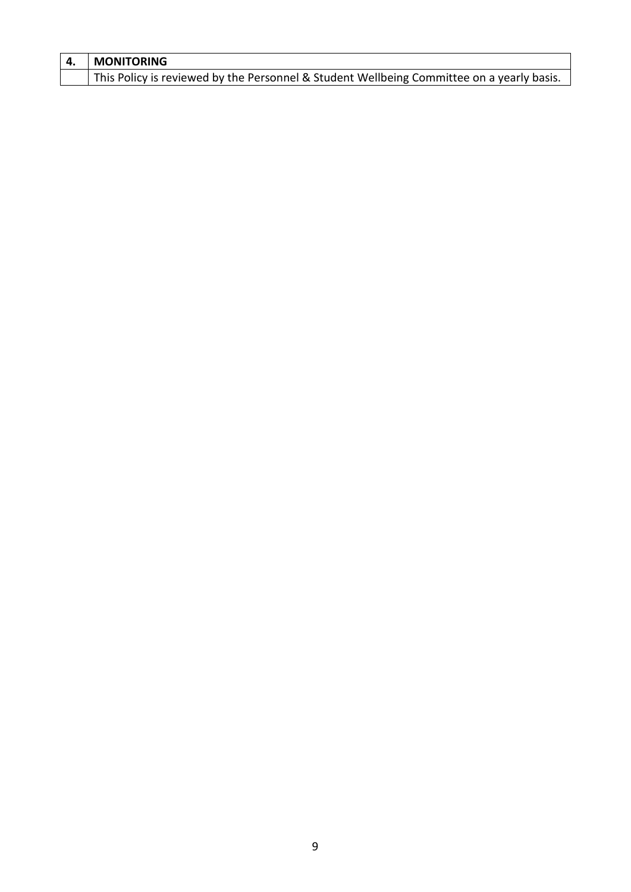| | |
|---|---|
| **4.** | **MONITORING** |
| | This Policy is reviewed by the Personnel & Student Wellbeing Committee on a yearly basis. |